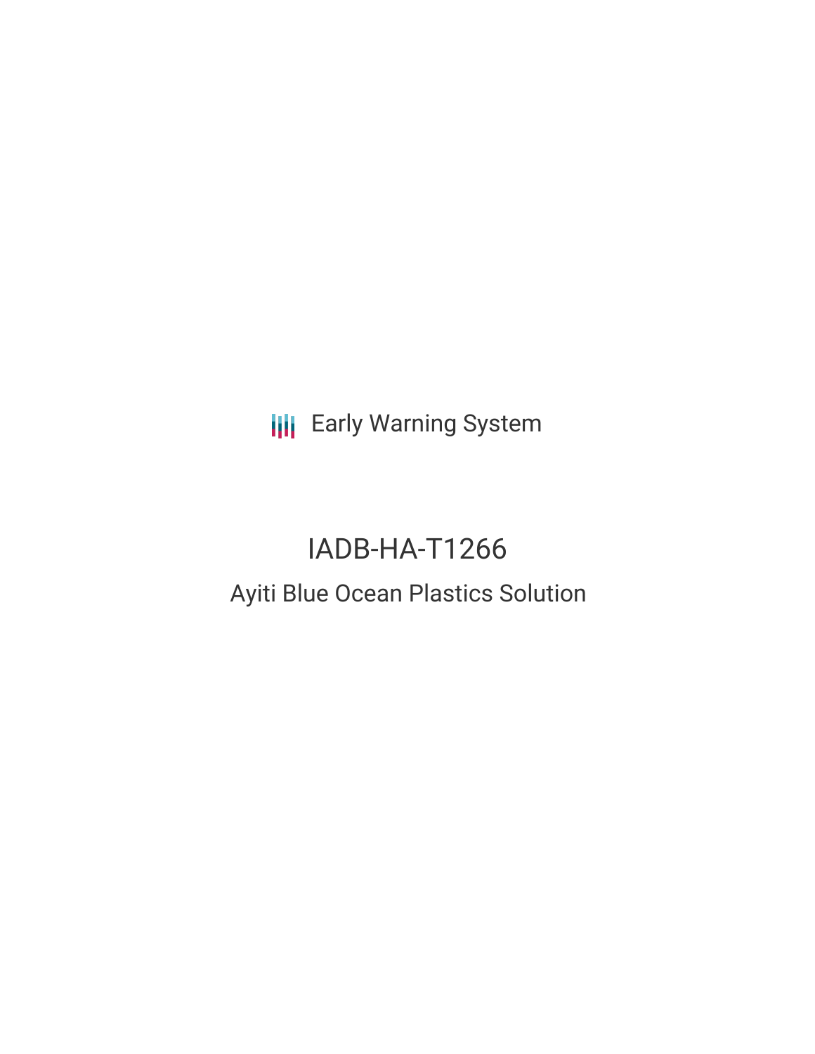Early Warning System

# IADB-HA-T1266

## Ayiti Blue Ocean Plastics Solution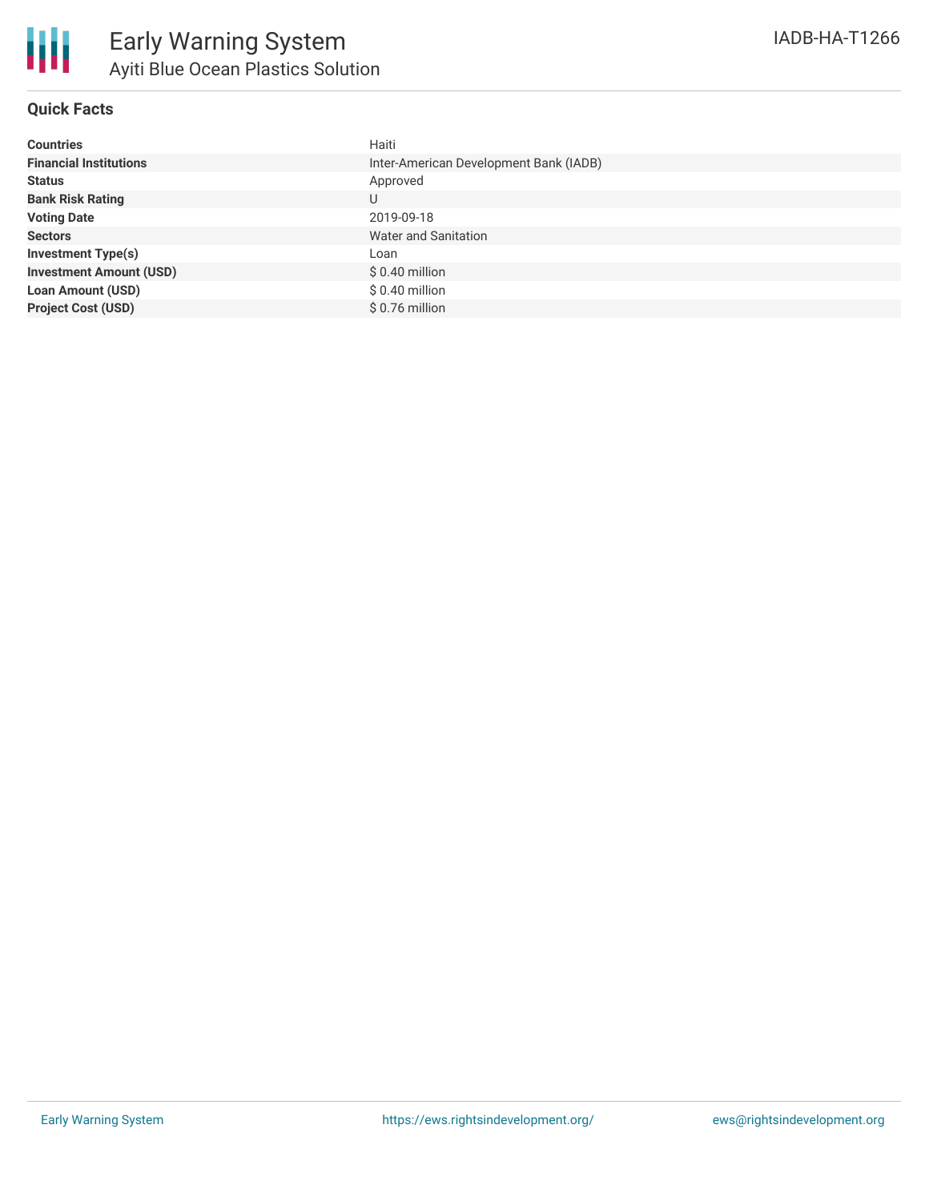# Early Warning System

## Ayiti Blue Ocean Plastics Solution

IADB-HA-T1266

### Quick Facts

| | |
|---|---|
| **Countries** | Haiti |
| **Financial Institutions** | Inter-American Development Bank (IADB) |
| **Status** | Approved |
| **Bank Risk Rating** | U |
| **Voting Date** | 2019-09-18 |
| **Sectors** | Water and Sanitation |
| **Investment Type(s)** | Loan |
| **Investment Amount (USD)** | $ 0.40 million |
| **Loan Amount (USD)** | $ 0.40 million |
| **Project Cost (USD)** | $ 0.76 million |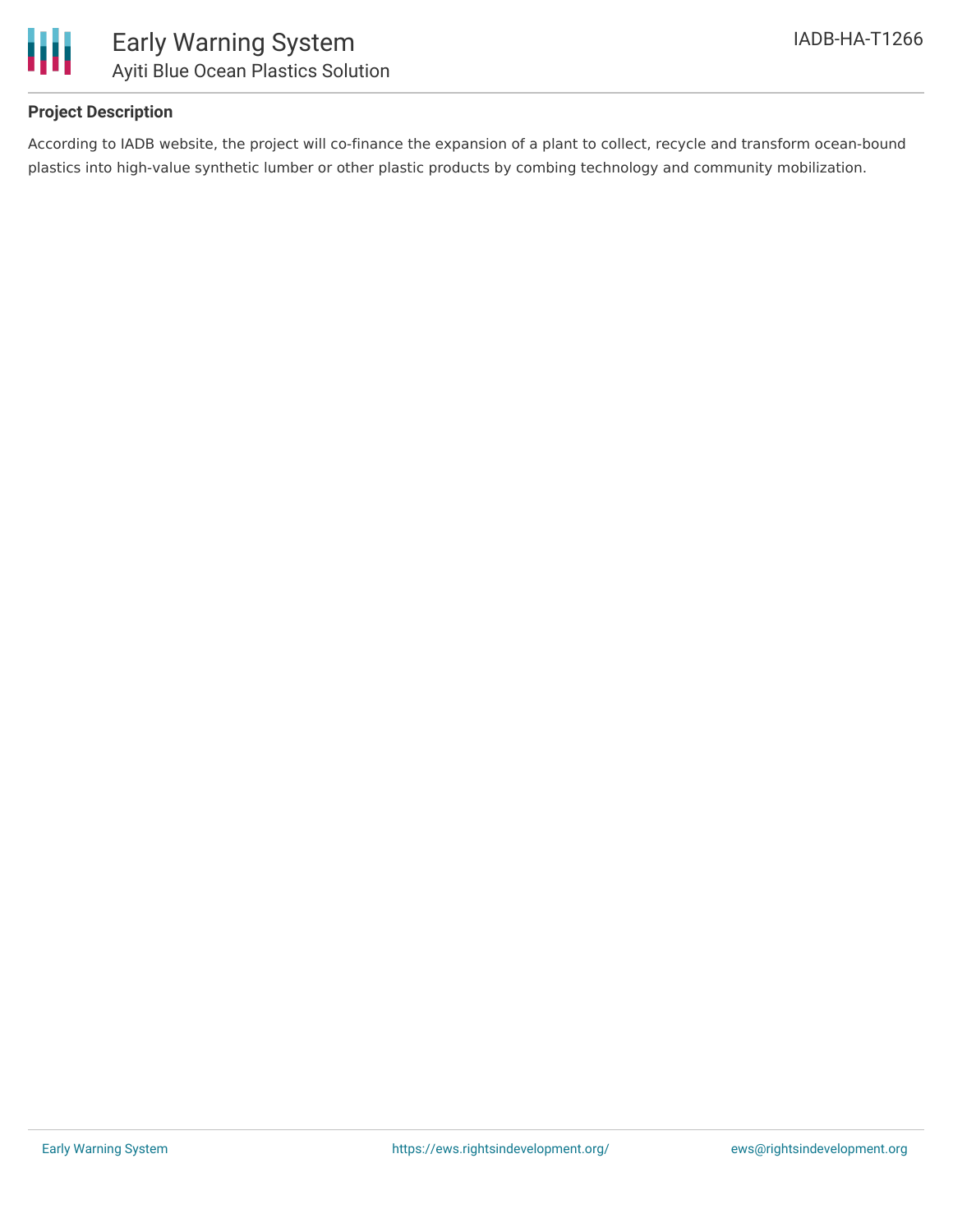## Project Description

According to IADB website, the project will co-finance the expansion of a plant to collect, recycle and transform ocean-bound plastics into high-value synthetic lumber or other plastic products by combing technology and community mobilization.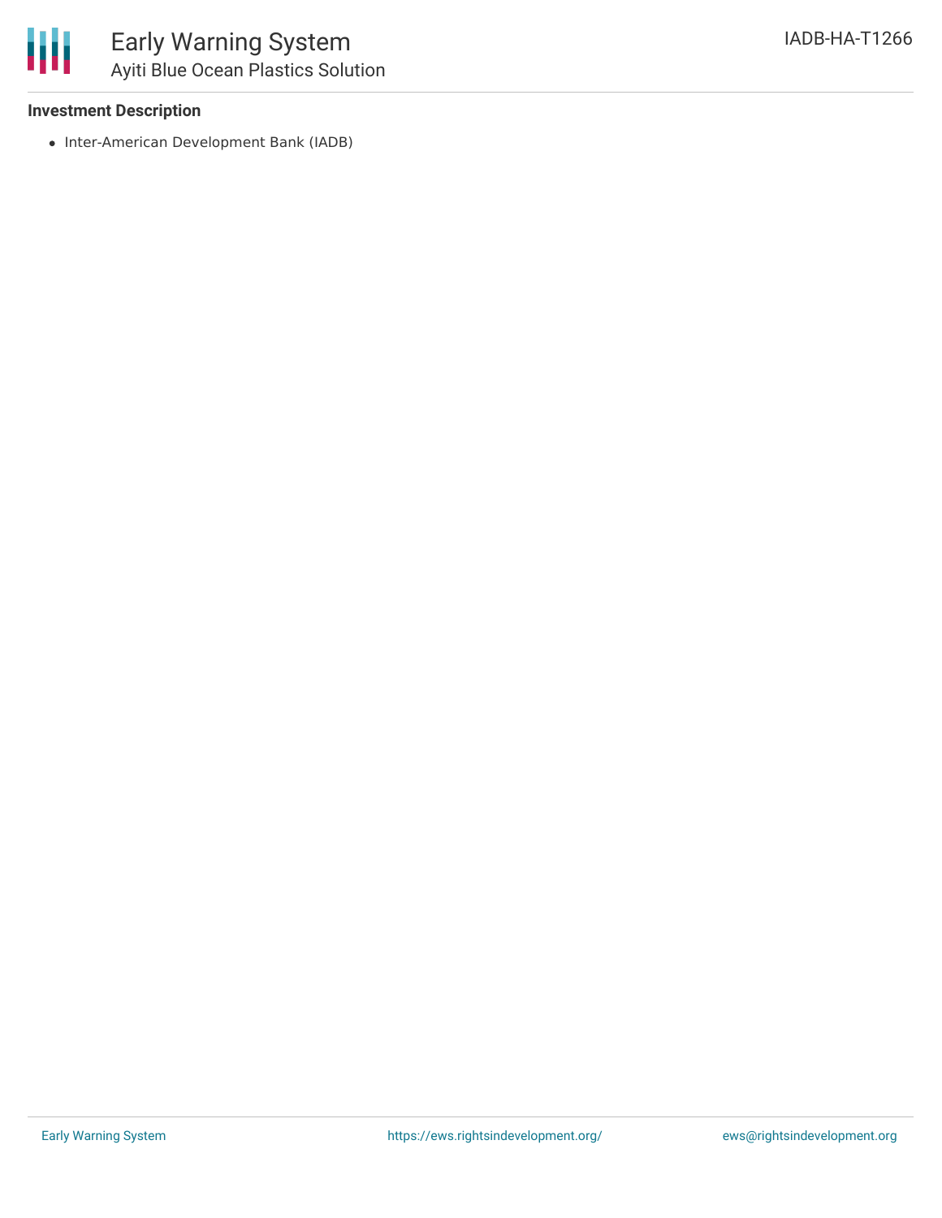**Investment Description**

- Inter-American Development Bank (IADB)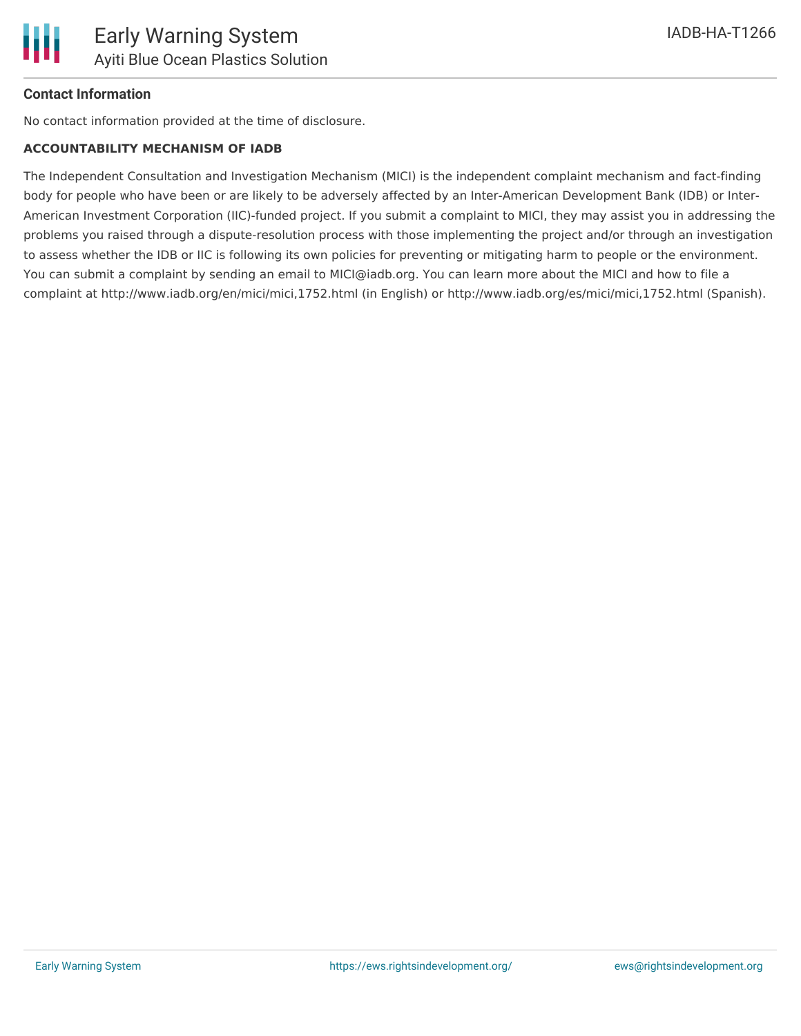**Contact Information**

No contact information provided at the time of disclosure.

**ACCOUNTABILITY MECHANISM OF IADB**

The Independent Consultation and Investigation Mechanism (MICI) is the independent complaint mechanism and fact-finding body for people who have been or are likely to be adversely affected by an Inter-American Development Bank (IDB) or Inter-American Investment Corporation (IIC)-funded project. If you submit a complaint to MICI, they may assist you in addressing the problems you raised through a dispute-resolution process with those implementing the project and/or through an investigation to assess whether the IDB or IIC is following its own policies for preventing or mitigating harm to people or the environment. You can submit a complaint by sending an email to MICI@iadb.org. You can learn more about the MICI and how to file a complaint at http://www.iadb.org/en/mici/mici,1752.html (in English) or http://www.iadb.org/es/mici/mici,1752.html (Spanish).